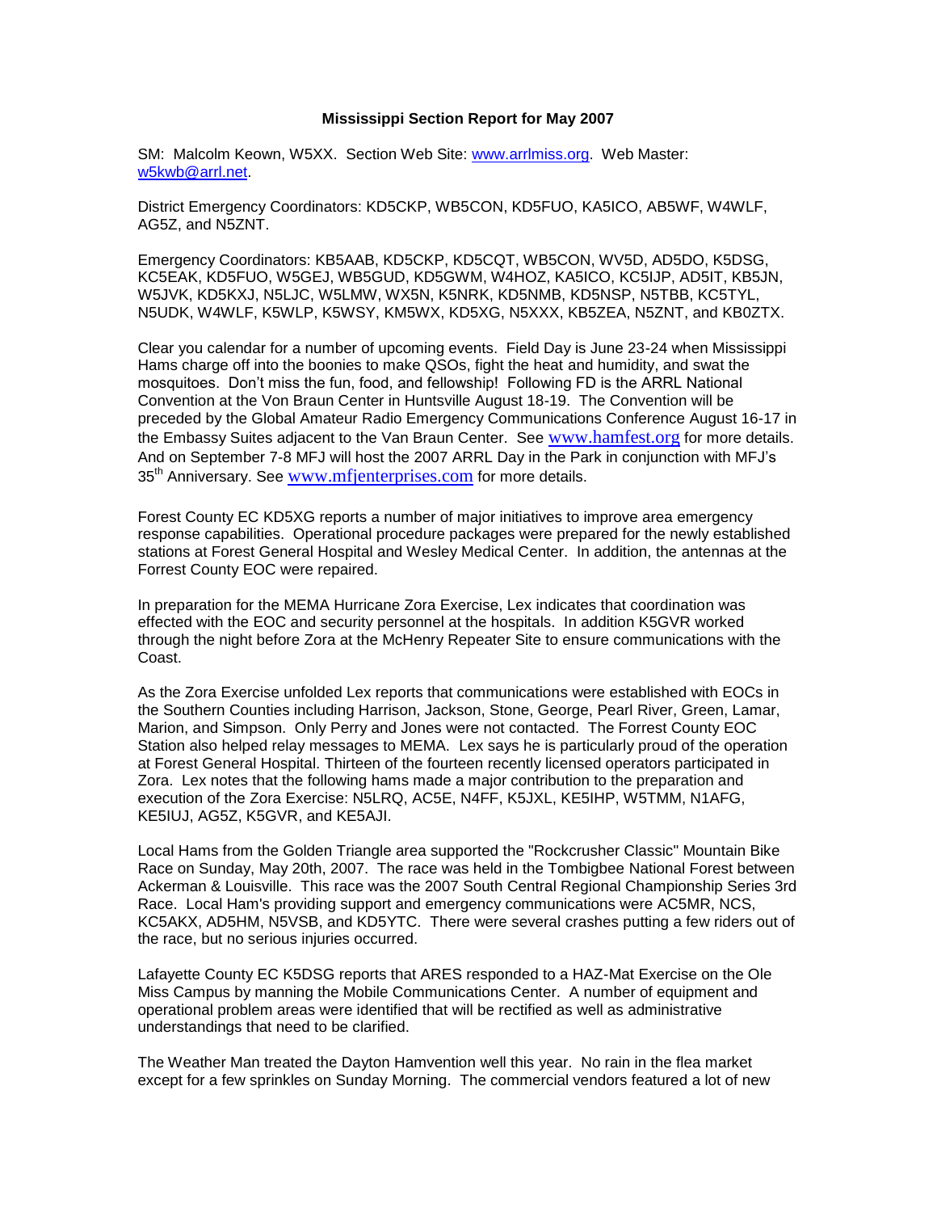# Mississippi Section Report for May 2007

SM: Malcolm Keown, W5XX. Section Web Site: www.arrlmiss.org. Web Master: w5kwb@arrl.net.

District Emergency Coordinators: KD5CKP, WB5CON, KD5FUO, KA5ICO, AB5WF, W4WLF, AG5Z, and N5ZNT.

Emergency Coordinators: KB5AAB, KD5CKP, KD5CQT, WB5CON, WV5D, AD5DO, K5DSG, KC5EAK, KD5FUO, W5GEJ, WB5GUD, KD5GWM, W4HOZ, KA5ICO, KC5IJP, AD5IT, KB5JN, W5JVK, KD5KXJ, N5LJC, W5LMW, WX5N, K5NRK, KD5NMB, KD5NSP, N5TBB, KC5TYL, N5UDK, W4WLF, K5WLP, K5WSY, KM5WX, KD5XG, N5XXX, KB5ZEA, N5ZNT, and KB0ZTX.

Clear you calendar for a number of upcoming events. Field Day is June 23-24 when Mississippi Hams charge off into the boonies to make QSOs, fight the heat and humidity, and swat the mosquitoes. Don't miss the fun, food, and fellowship! Following FD is the ARRL National Convention at the Von Braun Center in Huntsville August 18-19. The Convention will be preceded by the Global Amateur Radio Emergency Communications Conference August 16-17 in the Embassy Suites adjacent to the Van Braun Center. See www.hamfest.org for more details. And on September 7-8 MFJ will host the 2007 ARRL Day in the Park in conjunction with MFJ's 35th Anniversary. See www.mfjenterprises.com for more details.

Forest County EC KD5XG reports a number of major initiatives to improve area emergency response capabilities. Operational procedure packages were prepared for the newly established stations at Forest General Hospital and Wesley Medical Center. In addition, the antennas at the Forrest County EOC were repaired.

In preparation for the MEMA Hurricane Zora Exercise, Lex indicates that coordination was effected with the EOC and security personnel at the hospitals. In addition K5GVR worked through the night before Zora at the McHenry Repeater Site to ensure communications with the Coast.

As the Zora Exercise unfolded Lex reports that communications were established with EOCs in the Southern Counties including Harrison, Jackson, Stone, George, Pearl River, Green, Lamar, Marion, and Simpson. Only Perry and Jones were not contacted. The Forrest County EOC Station also helped relay messages to MEMA. Lex says he is particularly proud of the operation at Forest General Hospital. Thirteen of the fourteen recently licensed operators participated in Zora. Lex notes that the following hams made a major contribution to the preparation and execution of the Zora Exercise: N5LRQ, AC5E, N4FF, K5JXL, KE5IHP, W5TMM, N1AFG, KE5IUJ, AG5Z, K5GVR, and KE5AJI.

Local Hams from the Golden Triangle area supported the "Rockcrusher Classic" Mountain Bike Race on Sunday, May 20th, 2007. The race was held in the Tombigbee National Forest between Ackerman & Louisville. This race was the 2007 South Central Regional Championship Series 3rd Race. Local Ham's providing support and emergency communications were AC5MR, NCS, KC5AKX, AD5HM, N5VSB, and KD5YTC. There were several crashes putting a few riders out of the race, but no serious injuries occurred.

Lafayette County EC K5DSG reports that ARES responded to a HAZ-Mat Exercise on the Ole Miss Campus by manning the Mobile Communications Center. A number of equipment and operational problem areas were identified that will be rectified as well as administrative understandings that need to be clarified.

The Weather Man treated the Dayton Hamvention well this year. No rain in the flea market except for a few sprinkles on Sunday Morning. The commercial vendors featured a lot of new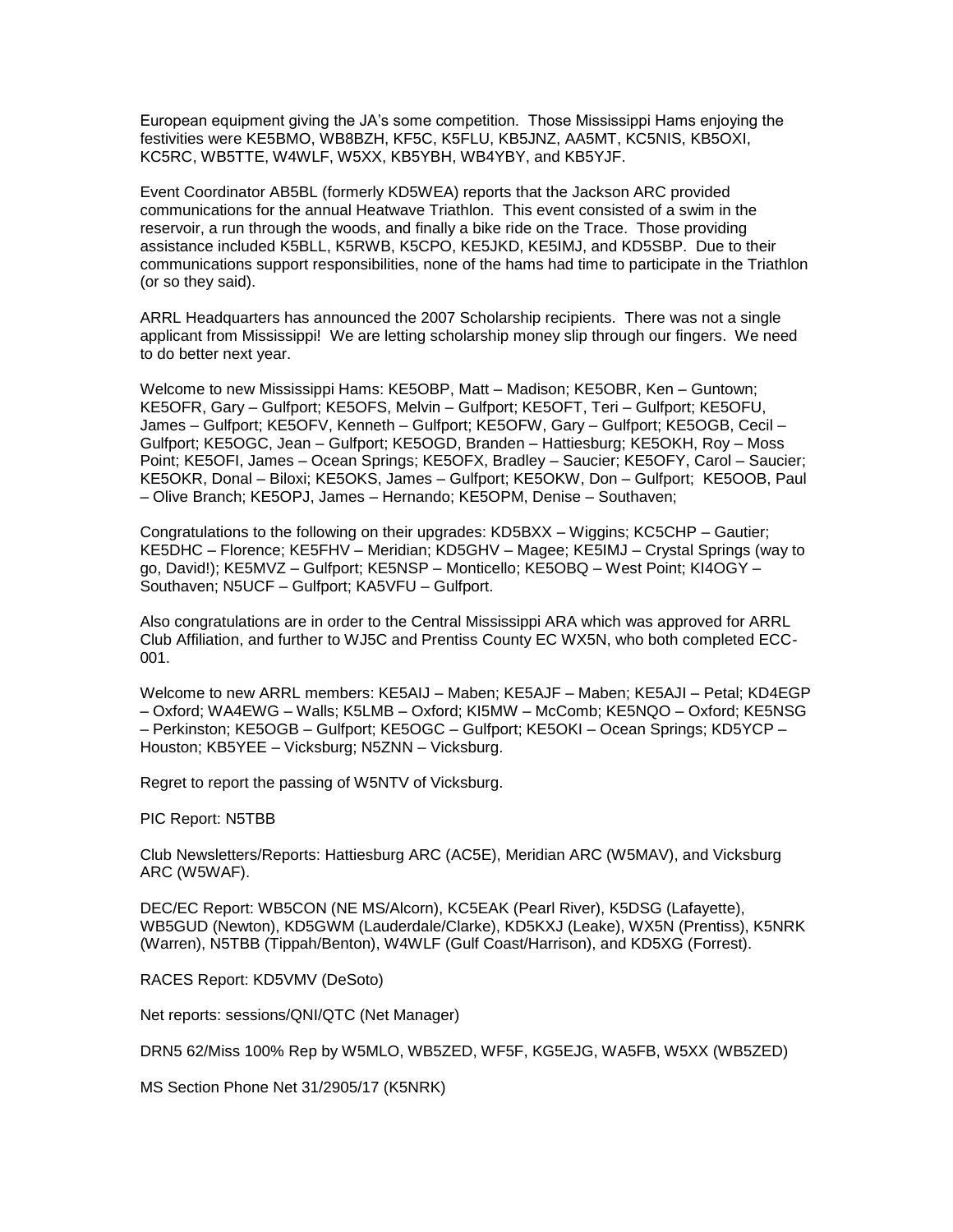European equipment giving the JA's some competition. Those Mississippi Hams enjoying the festivities were KE5BMO, WB8BZH, KF5C, K5FLU, KB5JNZ, AA5MT, KC5NIS, KB5OXI, KC5RC, WB5TTE, W4WLF, W5XX, KB5YBH, WB4YBY, and KB5YJF.

Event Coordinator AB5BL (formerly KD5WEA) reports that the Jackson ARC provided communications for the annual Heatwave Triathlon. This event consisted of a swim in the reservoir, a run through the woods, and finally a bike ride on the Trace. Those providing assistance included K5BLL, K5RWB, K5CPO, KE5JKD, KE5IMJ, and KD5SBP. Due to their communications support responsibilities, none of the hams had time to participate in the Triathlon (or so they said).

ARRL Headquarters has announced the 2007 Scholarship recipients. There was not a single applicant from Mississippi! We are letting scholarship money slip through our fingers. We need to do better next year.

Welcome to new Mississippi Hams: KE5OBP, Matt – Madison; KE5OBR, Ken – Guntown; KE5OFR, Gary – Gulfport; KE5OFS, Melvin – Gulfport; KE5OFT, Teri – Gulfport; KE5OFU, James – Gulfport; KE5OFV, Kenneth – Gulfport; KE5OFW, Gary – Gulfport; KE5OGB, Cecil – Gulfport; KE5OGC, Jean – Gulfport; KE5OGD, Branden – Hattiesburg; KE5OKH, Roy – Moss Point; KE5OFI, James – Ocean Springs; KE5OFX, Bradley – Saucier; KE5OFY, Carol – Saucier; KE5OKR, Donal – Biloxi; KE5OKS, James – Gulfport; KE5OKW, Don – Gulfport; KE5OOB, Paul – Olive Branch; KE5OPJ, James – Hernando; KE5OPM, Denise – Southaven;

Congratulations to the following on their upgrades: KD5BXX – Wiggins; KC5CHP – Gautier; KE5DHC – Florence; KE5FHV – Meridian; KD5GHV – Magee; KE5IMJ – Crystal Springs (way to go, David!); KE5MVZ – Gulfport; KE5NSP – Monticello; KE5OBQ – West Point; KI4OGY – Southaven; N5UCF – Gulfport; KA5VFU – Gulfport.

Also congratulations are in order to the Central Mississippi ARA which was approved for ARRL Club Affiliation, and further to WJ5C and Prentiss County EC WX5N, who both completed ECC-001.

Welcome to new ARRL members: KE5AIJ – Maben; KE5AJF – Maben; KE5AJI – Petal; KD4EGP – Oxford; WA4EWG – Walls; K5LMB – Oxford; KI5MW – McComb; KE5NQO – Oxford; KE5NSG – Perkinston; KE5OGB – Gulfport; KE5OGC – Gulfport; KE5OKI – Ocean Springs; KD5YCP – Houston; KB5YEE – Vicksburg; N5ZNN – Vicksburg.

Regret to report the passing of W5NTV of Vicksburg.

PIC Report: N5TBB

Club Newsletters/Reports: Hattiesburg ARC (AC5E), Meridian ARC (W5MAV), and Vicksburg ARC (W5WAF).

DEC/EC Report: WB5CON (NE MS/Alcorn), KC5EAK (Pearl River), K5DSG (Lafayette), WB5GUD (Newton), KD5GWM (Lauderdale/Clarke), KD5KXJ (Leake), WX5N (Prentiss), K5NRK (Warren), N5TBB (Tippah/Benton), W4WLF (Gulf Coast/Harrison), and KD5XG (Forrest).

RACES Report: KD5VMV (DeSoto)

Net reports: sessions/QNI/QTC (Net Manager)

DRN5 62/Miss 100% Rep by W5MLO, WB5ZED, WF5F, KG5EJG, WA5FB, W5XX (WB5ZED)

MS Section Phone Net 31/2905/17 (K5NRK)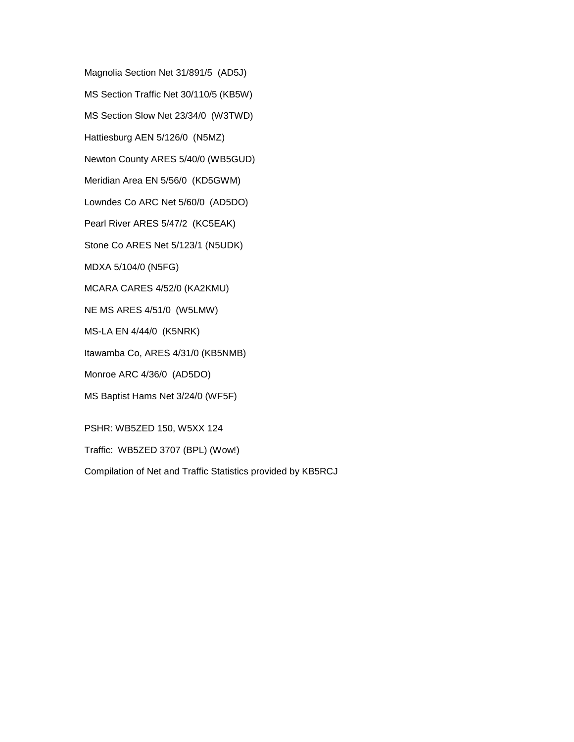Magnolia Section Net 31/891/5  (AD5J)

MS Section Traffic Net 30/110/5 (KB5W)

MS Section Slow Net 23/34/0  (W3TWD)

Hattiesburg AEN 5/126/0  (N5MZ)

Newton County ARES 5/40/0 (WB5GUD)

Meridian Area EN 5/56/0  (KD5GWM)

Lowndes Co ARC Net 5/60/0  (AD5DO)

Pearl River ARES 5/47/2  (KC5EAK)

Stone Co ARES Net 5/123/1 (N5UDK)

MDXA 5/104/0 (N5FG)

MCARA CARES 4/52/0 (KA2KMU)

NE MS ARES 4/51/0  (W5LMW)

MS-LA EN 4/44/0  (K5NRK)

Itawamba Co, ARES 4/31/0 (KB5NMB)

Monroe ARC 4/36/0  (AD5DO)

MS Baptist Hams Net 3/24/0 (WF5F)

PSHR: WB5ZED 150, W5XX 124

Traffic:  WB5ZED 3707 (BPL) (Wow!)

Compilation of Net and Traffic Statistics provided by KB5RCJ